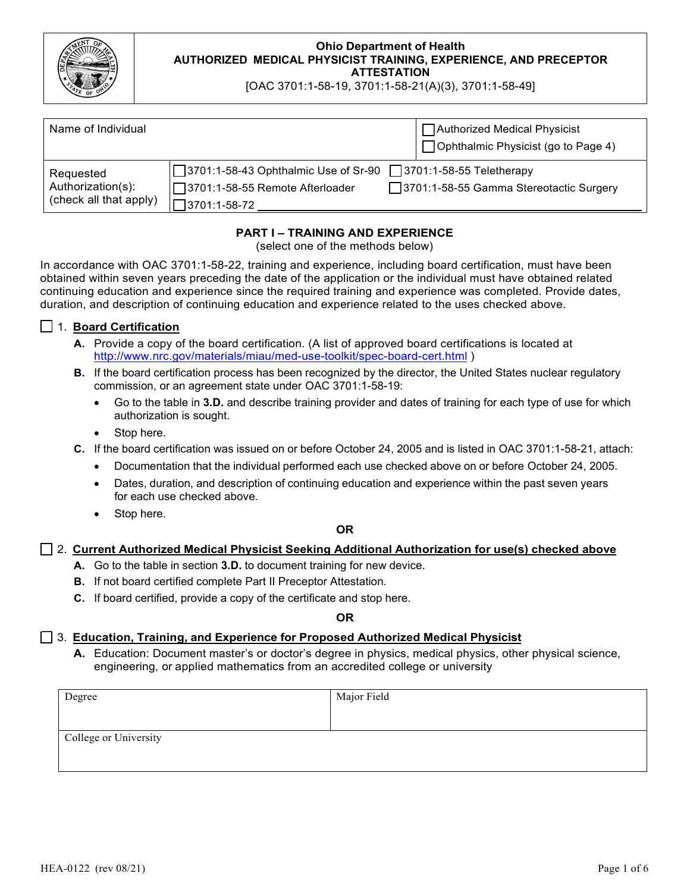**Ohio Department of Health**
**AUTHORIZED MEDICAL PHYSICIST TRAINING, EXPERIENCE, AND PRECEPTOR ATTESTATION**
[OAC 3701:1-58-19, 3701:1-58-21(A)(3), 3701:1-58-49]

| Name of Individual | | ☐ Authorized Medical Physicist<br>☐ Ophthalmic Physicist (go to Page 4) |
|---|---|---|
| Requested Authorization(s): (check all that apply) | ☐ 3701:1-58-43 Ophthalmic Use of Sr-90<br>☐ 3701:1-58-55 Remote Afterloader<br>☐ 3701:1-58-72 ______ | ☐ 3701:1-58-55 Teletherapy<br>☐ 3701:1-58-55 Gamma Stereotactic Surgery |

## PART I – TRAINING AND EXPERIENCE

(select one of the methods below)

In accordance with OAC 3701:1-58-22, training and experience, including board certification, must have been obtained within seven years preceding the date of the application or the individual must have obtained related continuing education and experience since the required training and experience was completed. Provide dates, duration, and description of continuing education and experience related to the uses checked above.

☐ 1. **Board Certification**

- **A.** Provide a copy of the board certification. (A list of approved board certifications is located at http://www.nrc.gov/materials/miau/med-use-toolkit/spec-board-cert.html )
- **B.** If the board certification process has been recognized by the director, the United States nuclear regulatory commission, or an agreement state under OAC 3701:1-58-19:
  - Go to the table in **3.D.** and describe training provider and dates of training for each type of use for which authorization is sought.
  - Stop here.
- **C.** If the board certification was issued on or before October 24, 2005 and is listed in OAC 3701:1-58-21, attach:
  - Documentation that the individual performed each use checked above on or before October 24, 2005.
  - Dates, duration, and description of continuing education and experience within the past seven years for each use checked above.
  - Stop here.

**OR**

☐ 2. **Current Authorized Medical Physicist Seeking Additional Authorization for use(s) checked above**

- **A.** Go to the table in section **3.D.** to document training for new device.
- **B.** If not board certified complete Part II Preceptor Attestation.
- **C.** If board certified, provide a copy of the certificate and stop here.

**OR**

☐ 3. **Education, Training, and Experience for Proposed Authorized Medical Physicist**

- **A.** Education: Document master's or doctor's degree in physics, medical physics, other physical science, engineering, or applied mathematics from an accredited college or university

| Degree | Major Field |
|---|---|
| College or University | |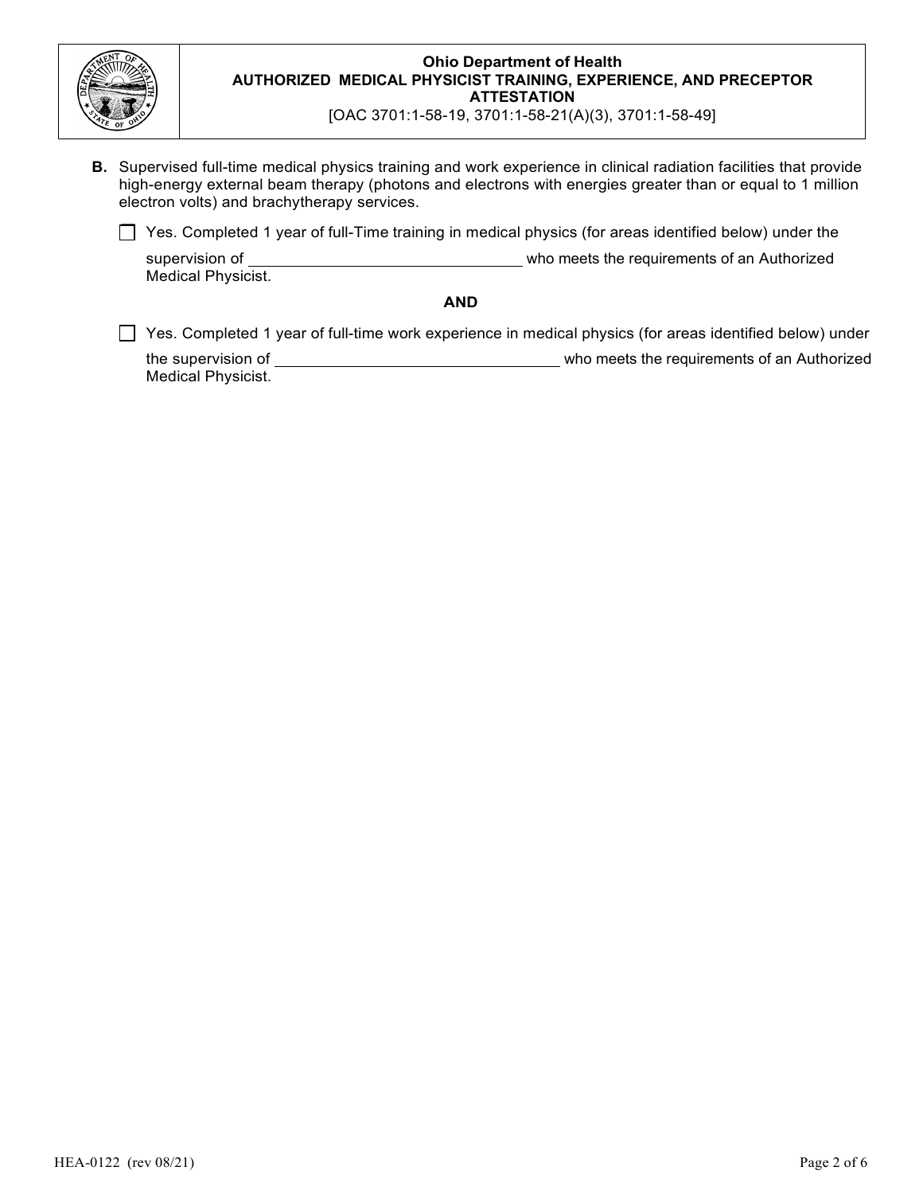**B.** Supervised full-time medical physics training and work experience in clinical radiation facilities that provide high-energy external beam therapy (photons and electrons with energies greater than or equal to 1 million electron volts) and brachytherapy services.

☐ Yes. Completed 1 year of full-Time training in medical physics (for areas identified below) under the supervision of ______________________________ who meets the requirements of an Authorized Medical Physicist.

**AND**

☐ Yes. Completed 1 year of full-time work experience in medical physics (for areas identified below) under the supervision of ______________________________ who meets the requirements of an Authorized Medical Physicist.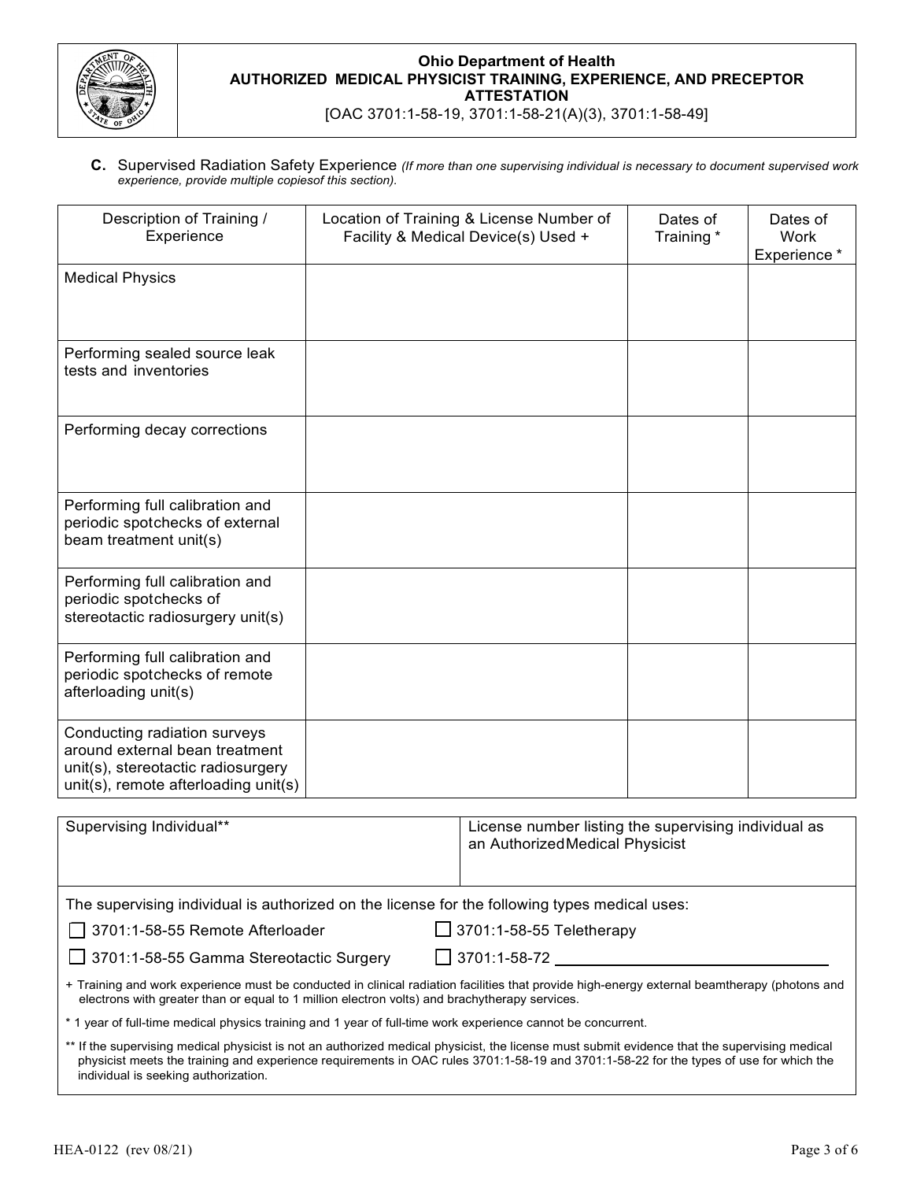**Ohio Department of Health**
**AUTHORIZED MEDICAL PHYSICIST TRAINING, EXPERIENCE, AND PRECEPTOR ATTESTATION**
[OAC 3701:1-58-19, 3701:1-58-21(A)(3), 3701:1-58-49]

**C.** Supervised Radiation Safety Experience *(If more than one supervising individual is necessary to document supervised work experience, provide multiple copiesof this section).*

| Description of Training / Experience | Location of Training & License Number of Facility & Medical Device(s) Used + | Dates of Training * | Dates of Work Experience * |
|---|---|---|---|
| Medical Physics | | | |
| Performing sealed source leak tests and inventories | | | |
| Performing decay corrections | | | |
| Performing full calibration and periodic spotchecks of external beam treatment unit(s) | | | |
| Performing full calibration and periodic spotchecks of stereotactic radiosurgery unit(s) | | | |
| Performing full calibration and periodic spotchecks of remote afterloading unit(s) | | | |
| Conducting radiation surveys around external bean treatment unit(s), stereotactic radiosurgery unit(s), remote afterloading unit(s) | | | |

| Supervising Individual** | License number listing the supervising individual as an AuthorizedMedical Physicist |
|---|---|
| | |

The supervising individual is authorized on the license for the following types medical uses:

☐ 3701:1-58-55 Remote Afterloader ☐ 3701:1-58-55 Teletherapy

☐ 3701:1-58-55 Gamma Stereotactic Surgery ☐ 3701:1-58-72 ____________________

+ Training and work experience must be conducted in clinical radiation facilities that provide high-energy external beamtherapy (photons and electrons with greater than or equal to 1 million electron volts) and brachytherapy services.

* 1 year of full-time medical physics training and 1 year of full-time work experience cannot be concurrent.

** If the supervising medical physicist is not an authorized medical physicist, the license must submit evidence that the supervising medical physicist meets the training and experience requirements in OAC rules 3701:1-58-19 and 3701:1-58-22 for the types of use for which the individual is seeking authorization.

HEA-0122 (rev 08/21)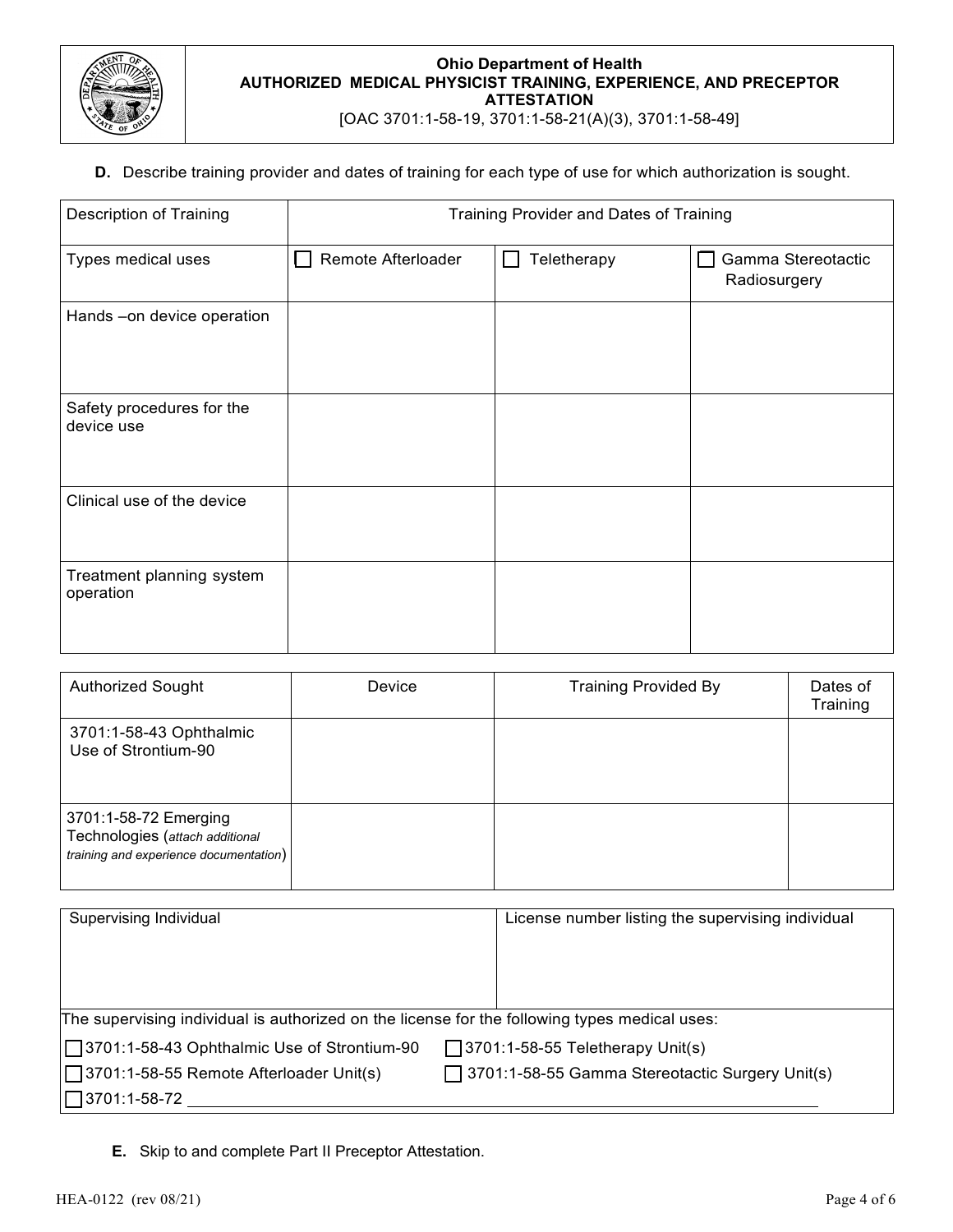**Ohio Department of Health**
**AUTHORIZED MEDICAL PHYSICIST TRAINING, EXPERIENCE, AND PRECEPTOR ATTESTATION**
[OAC 3701:1-58-19, 3701:1-58-21(A)(3), 3701:1-58-49]

**D.** Describe training provider and dates of training for each type of use for which authorization is sought.

| Description of Training | Training Provider and Dates of Training | | |
|---|---|---|---|
| Types medical uses | ☐ Remote Afterloader | ☐ Teletherapy | ☐ Gamma Stereotactic Radiosurgery |
| Hands –on device operation | | | |
| Safety procedures for the device use | | | |
| Clinical use of the device | | | |
| Treatment planning system operation | | | |

| Authorized Sought | Device | Training Provided By | Dates of Training |
|---|---|---|---|
| 3701:1-58-43 Ophthalmic Use of Strontium-90 | | | |
| 3701:1-58-72 Emerging Technologies (*attach additional training and experience documentation*) | | | |

| Supervising Individual | License number listing the supervising individual |
|---|---|
| | |

The supervising individual is authorized on the license for the following types medical uses:

☐ 3701:1-58-43 Ophthalmic Use of Strontium-90 ☐ 3701:1-58-55 Teletherapy Unit(s)

☐ 3701:1-58-55 Remote Afterloader Unit(s) ☐ 3701:1-58-55 Gamma Stereotactic Surgery Unit(s)

☐ 3701:1-58-72 ______________________________

**E.** Skip to and complete Part II Preceptor Attestation.

HEA-0122 (rev 08/21)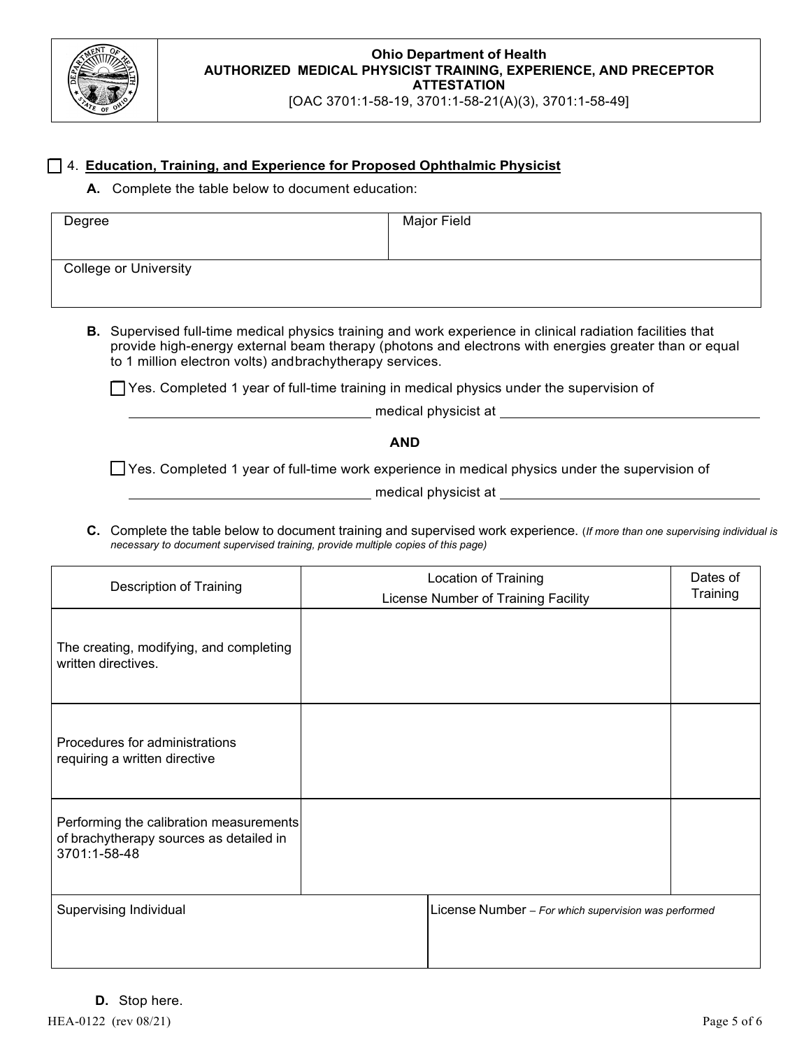**Ohio Department of Health**
**AUTHORIZED MEDICAL PHYSICIST TRAINING, EXPERIENCE, AND PRECEPTOR ATTESTATION**
[OAC 3701:1-58-19, 3701:1-58-21(A)(3), 3701:1-58-49]

☐ 4. **Education, Training, and Experience for Proposed Ophthalmic Physicist**

**A.** Complete the table below to document education:

| Degree | Major Field |
|---|---|
| | |
| College or University | |
| | |

**B.** Supervised full-time medical physics training and work experience in clinical radiation facilities that provide high-energy external beam therapy (photons and electrons with energies greater than or equal to 1 million electron volts) andbrachytherapy services.

☐ Yes. Completed 1 year of full-time training in medical physics under the supervision of ______________________ medical physicist at ______________________

**AND**

☐ Yes. Completed 1 year of full-time work experience in medical physics under the supervision of ______________________ medical physicist at ______________________

**C.** Complete the table below to document training and supervised work experience. (*If more than one supervising individual is necessary to document supervised training, provide multiple copies of this page*)

| Description of Training | Location of Training<br>License Number of Training Facility | Dates of Training |
|---|---|---|
| The creating, modifying, and completing written directives. | | |
| Procedures for administrations requiring a written directive | | |
| Performing the calibration measurements of brachytherapy sources as detailed in 3701:1-58-48 | | |
| Supervising Individual | License Number – *For which supervision was performed* | |
| | | |

**D.** Stop here.

HEA-0122 (rev 08/21)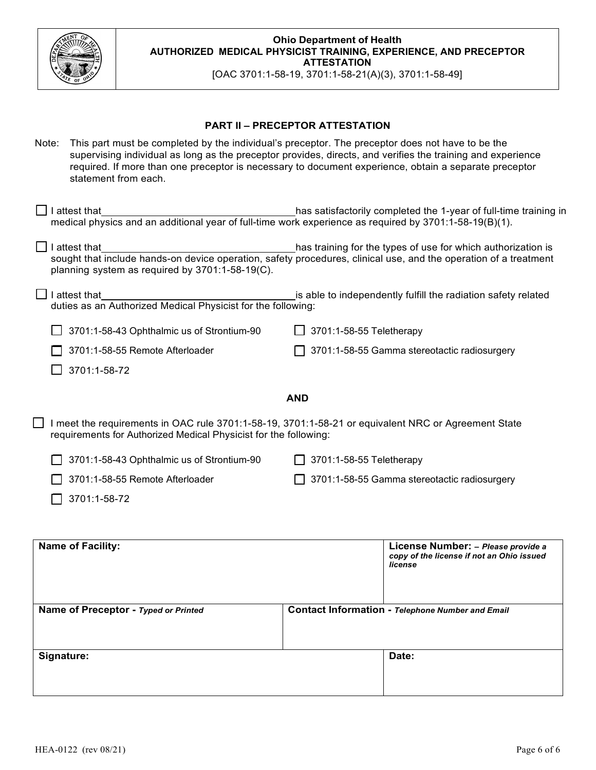**Ohio Department of Health**
**AUTHORIZED MEDICAL PHYSICIST TRAINING, EXPERIENCE, AND PRECEPTOR ATTESTATION**
[OAC 3701:1-58-19, 3701:1-58-21(A)(3), 3701:1-58-49]

## PART II – PRECEPTOR ATTESTATION

Note: This part must be completed by the individual's preceptor. The preceptor does not have to be the supervising individual as long as the preceptor provides, directs, and verifies the training and experience required. If more than one preceptor is necessary to document experience, obtain a separate preceptor statement from each.

☐ I attest that ____________________________ has satisfactorily completed the 1-year of full-time training in medical physics and an additional year of full-time work experience as required by 3701:1-58-19(B)(1).

☐ I attest that ____________________________ has training for the types of use for which authorization is sought that include hands-on device operation, safety procedures, clinical use, and the operation of a treatment planning system as required by 3701:1-58-19(C).

☐ I attest that ____________________________ is able to independently fulfill the radiation safety related duties as an Authorized Medical Physicist for the following:

- ☐ 3701:1-58-43 Ophthalmic us of Strontium-90
- ☐ 3701:1-58-55 Teletherapy
- ☐ 3701:1-58-55 Remote Afterloader
- ☐ 3701:1-58-55 Gamma stereotactic radiosurgery
- ☐ 3701:1-58-72

**AND**

☐ I meet the requirements in OAC rule 3701:1-58-19, 3701:1-58-21 or equivalent NRC or Agreement State requirements for Authorized Medical Physicist for the following:

- ☐ 3701:1-58-43 Ophthalmic us of Strontium-90
- ☐ 3701:1-58-55 Teletherapy
- ☐ 3701:1-58-55 Remote Afterloader
- ☐ 3701:1-58-55 Gamma stereotactic radiosurgery
- ☐ 3701:1-58-72

| | |
|---|---|
| **Name of Facility:** | **License Number:** – ***Please provide a copy of the license if not an Ohio issued license*** |
| **Name of Preceptor** - *Typed or Printed* | **Contact Information** - *Telephone Number and Email* |
| **Signature:** | **Date:** |